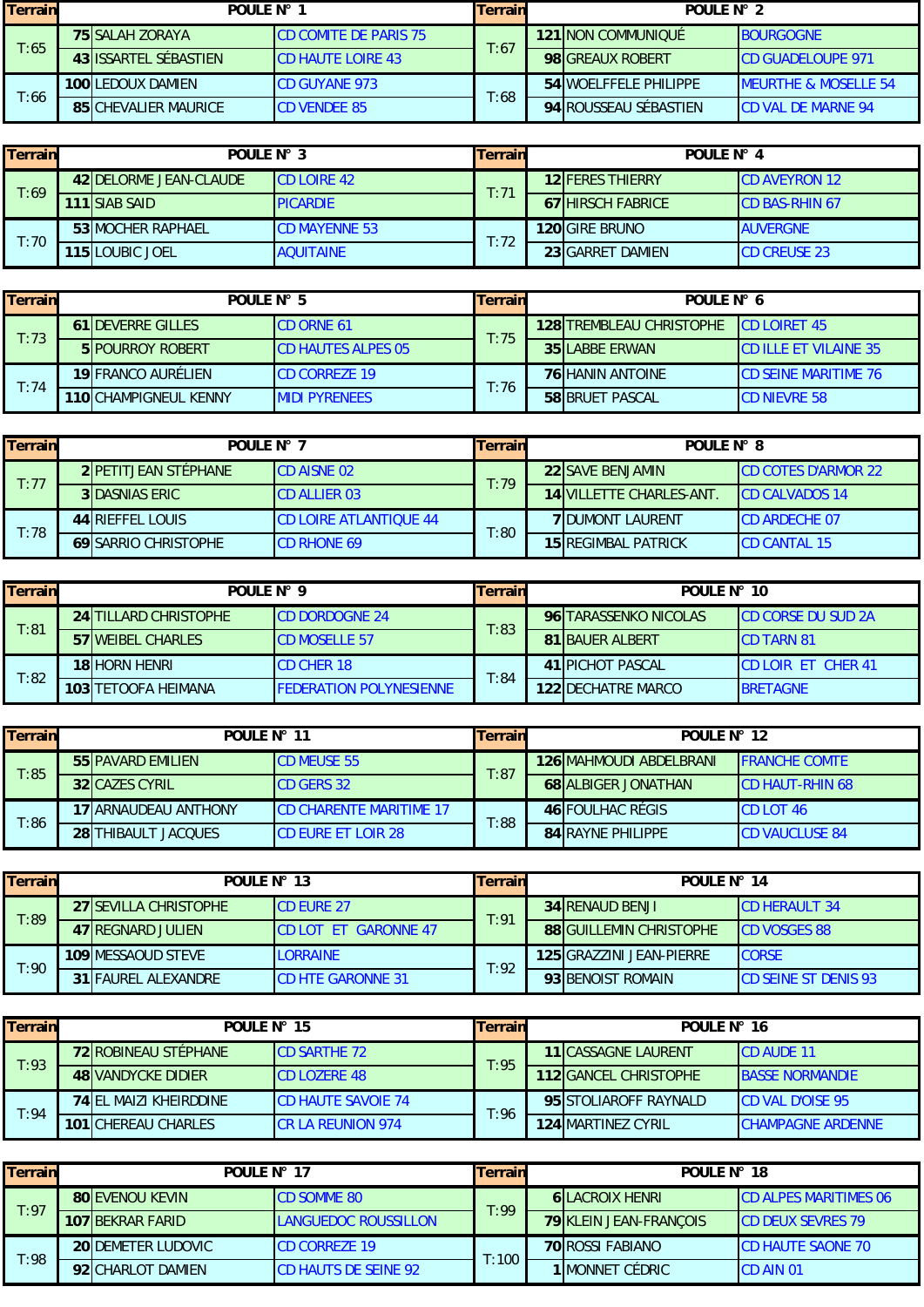| Terrain | POULE N° 1 | | | Terrain | POULE N° 2 | | |
|---|---|---|---|---|---|---|---|
| T:65 | 75 | SALAH ZORAYA | CD COMITE DE PARIS 75 | T:67 | 121 | NON COMMUNIQUÉ | BOURGOGNE |
| | 43 | ISSARTEL SÉBASTIEN | CD HAUTE LOIRE 43 | | 98 | GREAUX ROBERT | CD GUADELOUPE 971 |
| T:66 | 100 | LEDOUX DAMIEN | CD GUYANE 973 | T:68 | 54 | WOELFFELE PHILIPPE | MEURTHE & MOSELLE 54 |
| | 85 | CHEVALIER MAURICE | CD VENDEE 85 | | 94 | ROUSSEAU SÉBASTIEN | CD VAL DE MARNE 94 |

| Terrain | POULE N° 3 | | | Terrain | POULE N° 4 | | |
|---|---|---|---|---|---|---|---|
| T:69 | 42 | DELORME JEAN-CLAUDE | CD LOIRE 42 | T:71 | 12 | FERES THIERRY | CD AVEYRON 12 |
| | 111 | SIAB SAID | PICARDIE | | 67 | HIRSCH FABRICE | CD BAS-RHIN 67 |
| T:70 | 53 | MOCHER RAPHAEL | CD MAYENNE 53 | T:72 | 120 | GIRE BRUNO | AUVERGNE |
| | 115 | LOUBIC JOEL | AQUITAINE | | 23 | GARRET DAMIEN | CD CREUSE 23 |

| Terrain | POULE N° 5 | | | Terrain | POULE N° 6 | | |
|---|---|---|---|---|---|---|---|
| T:73 | 61 | DEVERRE GILLES | CD ORNE 61 | T:75 | 128 | TREMBLEAU CHRISTOPHE | CD LOIRET 45 |
| | 5 | POURROY ROBERT | CD HAUTES ALPES 05 | | 35 | LABBE ERWAN | CD ILLE ET VILAINE 35 |
| T:74 | 19 | FRANCO AURÉLIEN | CD CORREZE 19 | T:76 | 76 | HANIN ANTOINE | CD SEINE MARITIME 76 |
| | 110 | CHAMPIGNEUL KENNY | MIDI PYRENEES | | 58 | BRUET PASCAL | CD NIEVRE 58 |

| Terrain | POULE N° 7 | | | Terrain | POULE N° 8 | | |
|---|---|---|---|---|---|---|---|
| T:77 | 2 | PETITJEAN STÉPHANE | CD AISNE 02 | T:79 | 22 | SAVE BENJAMIN | CD COTES D'ARMOR 22 |
| | 3 | DASNIAS ERIC | CD ALLIER 03 | | 14 | VILLETTE CHARLES-ANT. | CD CALVADOS 14 |
| T:78 | 44 | RIEFFEL LOUIS | CD LOIRE ATLANTIQUE 44 | T:80 | 7 | DUMONT LAURENT | CD ARDECHE 07 |
| | 69 | SARRIO CHRISTOPHE | CD RHONE 69 | | 15 | REGIMBAL PATRICK | CD CANTAL 15 |

| Terrain | POULE N° 9 | | | Terrain | POULE N° 10 | | |
|---|---|---|---|---|---|---|---|
| T:81 | 24 | TILLARD CHRISTOPHE | CD DORDOGNE 24 | T:83 | 96 | TARASSENKO NICOLAS | CD CORSE DU SUD 2A |
| | 57 | WEIBEL CHARLES | CD MOSELLE 57 | | 81 | BAUER ALBERT | CD TARN 81 |
| T:82 | 18 | HORN HENRI | CD CHER 18 | T:84 | 41 | PICHOT PASCAL | CD LOIR ET CHER 41 |
| | 103 | TETOOFA HEIMANA | FEDERATION POLYNESIENNE | | 122 | DECHATRE MARCO | BRETAGNE |

| Terrain | POULE N° 11 | | | Terrain | POULE N° 12 | | |
|---|---|---|---|---|---|---|---|
| T:85 | 55 | PAVARD EMILIEN | CD MEUSE 55 | T:87 | 126 | MAHMOUDI ABDELBRANI | FRANCHE COMTE |
| | 32 | CAZES CYRIL | CD GERS 32 | | 68 | ALBIGER JONATHAN | CD HAUT-RHIN 68 |
| T:86 | 17 | ARNAUDEAU ANTHONY | CD CHARENTE MARITIME 17 | T:88 | 46 | FOULHAC RÉGIS | CD LOT 46 |
| | 28 | THIBAULT JACQUES | CD EURE ET LOIR 28 | | 84 | RAYNE PHILIPPE | CD VAUCLUSE 84 |

| Terrain | POULE N° 13 | | | Terrain | POULE N° 14 | | |
|---|---|---|---|---|---|---|---|
| T:89 | 27 | SEVILLA CHRISTOPHE | CD EURE 27 | T:91 | 34 | RENAUD BENJI | CD HERAULT 34 |
| | 47 | REGNARD JULIEN | CD LOT ET GARONNE 47 | | 88 | GUILLEMIN CHRISTOPHE | CD VOSGES 88 |
| T:90 | 109 | MESSAOUD STEVE | LORRAINE | T:92 | 125 | GRAZZINI JEAN-PIERRE | CORSE |
| | 31 | FAUREL ALEXANDRE | CD HTE GARONNE 31 | | 93 | BENOIST ROMAIN | CD SEINE ST DENIS 93 |

| Terrain | POULE N° 15 | | | Terrain | POULE N° 16 | | |
|---|---|---|---|---|---|---|---|
| T:93 | 72 | ROBINEAU STÉPHANE | CD SARTHE 72 | T:95 | 11 | CASSAGNE LAURENT | CD AUDE 11 |
| | 48 | VANDYCKE DIDIER | CD LOZERE 48 | | 112 | GANCEL CHRISTOPHE | BASSE NORMANDIE |
| T:94 | 74 | EL MAIZI KHEIRDDINE | CD HAUTE SAVOIE 74 | T:96 | 95 | STOLIAROFF RAYNALD | CD VAL D'OISE 95 |
| | 101 | CHEREAU CHARLES | CR LA REUNION 974 | | 124 | MARTINEZ CYRIL | CHAMPAGNE ARDENNE |

| Terrain | POULE N° 17 | | | Terrain | POULE N° 18 | | |
|---|---|---|---|---|---|---|---|
| T:97 | 80 | EVENOU KEVIN | CD SOMME 80 | T:99 | 6 | LACROIX HENRI | CD ALPES MARITIMES 06 |
| | 107 | BEKRAR FARID | LANGUEDOC ROUSSILLON | | 79 | KLEIN JEAN-FRANÇOIS | CD DEUX SEVRES 79 |
| T:98 | 20 | DEMETER LUDOVIC | CD CORREZE 19 | T:100 | 70 | ROSSI FABIANO | CD HAUTE SAONE 70 |
| | 92 | CHARLOT DAMIEN | CD HAUTS DE SEINE 92 | | 1 | MONNET CÉDRIC | CD AIN 01 |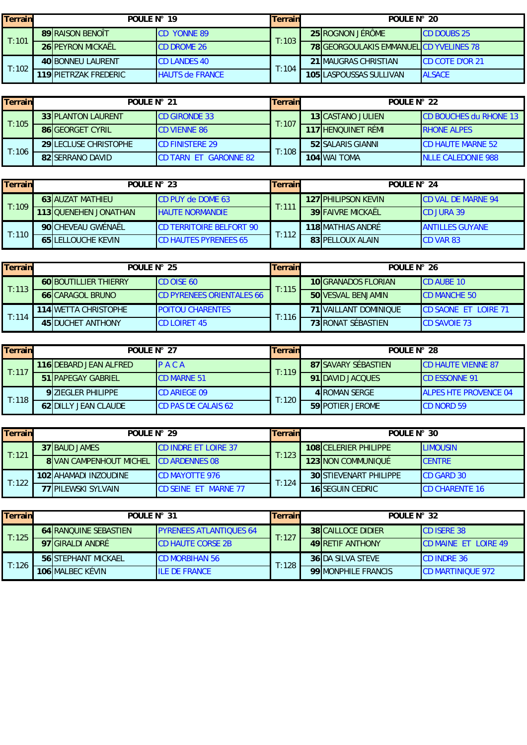| Terrain | POULE N° 19 | | | Terrain | POULE N° 20 | | |
|---|---|---|---|---|---|---|---|
| T:101 | 89 | RAISON BENOÎT | CD YONNE 89 | T:103 | 25 | ROGNON JÉRÔME | CD DOUBS 25 |
| | 26 | PEYRON MICKAËL | CD DROME 26 | | 78 | GEORGOULAKIS EMMANUEL | CD YVELINES 78 |
| T:102 | 40 | BONNEU LAURENT | CD LANDES 40 | T:104 | 21 | MAUGRAS CHRISTIAN | CD COTE D'OR 21 |
| | 119 | PIETRZAK FREDERIC | HAUTS de FRANCE | | 105 | LASPOUSSAS SULLIVAN | ALSACE |

| Terrain | POULE N° 21 | | | Terrain | POULE N° 22 | | |
|---|---|---|---|---|---|---|---|
| T:105 | 33 | PLANTON LAURENT | CD GIRONDE 33 | T:107 | 13 | CASTANO JULIEN | CD BOUCHES du RHONE 13 |
| | 86 | GEORGET CYRIL | CD VIENNE 86 | | 117 | HENQUINET RÉMI | RHONE ALPES |
| T:106 | 29 | LECLUSE CHRISTOPHE | CD FINISTERE 29 | T:108 | 52 | SALARIS GIANNI | CD HAUTE MARNE 52 |
| | 82 | SERRANO DAVID | CD TARN ET GARONNE 82 | | 104 | WAI TOMA | NLLE CALEDONIE 988 |

| Terrain | POULE N° 23 | | | Terrain | POULE N° 24 | | |
|---|---|---|---|---|---|---|---|
| T:109 | 63 | AUZAT MATHIEU | CD PUY de DOME 63 | T:111 | 127 | PHILIPSON KEVIN | CD VAL DE MARNE 94 |
| | 113 | QUENEHEN JONATHAN | HAUTE NORMANDIE | | 39 | FAIVRE MICKAËL | CD JURA 39 |
| T:110 | 90 | CHEVEAU GWÉNAËL | CD TERRITOIRE BELFORT 90 | T:112 | 118 | MATHIAS ANDRÉ | ANTILLES GUYANE |
| | 65 | LELLOUCHE KEVIN | CD HAUTES PYRENEES 65 | | 83 | PELLOUX ALAIN | CD VAR 83 |

| Terrain | POULE N° 25 | | | Terrain | POULE N° 26 | | |
|---|---|---|---|---|---|---|---|
| T:113 | 60 | BOUTILLIER THIERRY | CD OISE 60 | T:115 | 10 | GRANADOS FLORIAN | CD AUBE 10 |
| | 66 | CARAGOL BRUNO | CD PYRENEES ORIENTALES 66 | | 50 | VESVAL BENJAMIN | CD MANCHE 50 |
| T:114 | 114 | WETTA CHRISTOPHE | POITOU CHARENTES | T:116 | 71 | VAILLANT DOMINIQUE | CD SAONE ET LOIRE 71 |
| | 45 | DUCHET ANTHONY | CD LOIRET 45 | | 73 | RONAT SÉBASTIEN | CD SAVOIE 73 |

| Terrain | POULE N° 27 | | | Terrain | POULE N° 28 | | |
|---|---|---|---|---|---|---|---|
| T:117 | 116 | DEBARD JEAN ALFRED | P A C A | T:119 | 87 | SAVARY SÉBASTIEN | CD HAUTE VIENNE 87 |
| | 51 | PAPEGAY GABRIEL | CD MARNE 51 | | 91 | DAVID JACQUES | CD ESSONNE 91 |
| T:118 | 9 | ZIEGLER PHILIPPE | CD ARIEGE 09 | T:120 | 4 | ROMAN SERGE | ALPES HTE PROVENCE 04 |
| | 62 | DILLY JEAN CLAUDE | CD PAS DE CALAIS 62 | | 59 | POTIER JEROME | CD NORD 59 |

| Terrain | POULE N° 29 | | | Terrain | POULE N° 30 | | |
|---|---|---|---|---|---|---|---|
| T:121 | 37 | BAUD JAMES | CD INDRE ET LOIRE 37 | T:123 | 108 | CELERIER PHILIPPE | LIMOUSIN |
| | 8 | VAN CAMPENHOUT MICHEL | CD ARDENNES 08 | | 123 | NON COMMUNIQUÉ | CENTRE |
| T:122 | 102 | AHAMADI INZOUDINE | CD MAYOTTE 976 | T:124 | 30 | STIEVENART PHILIPPE | CD GARD 30 |
| | 77 | PILEWSKI SYLVAIN | CD SEINE ET MARNE 77 | | 16 | SEGUIN CEDRIC | CD CHARENTE 16 |

| Terrain | POULE N° 31 | | | Terrain | POULE N° 32 | | |
|---|---|---|---|---|---|---|---|
| T:125 | 64 | RANQUINE SEBASTIEN | PYRENEES ATLANTIQUES 64 | T:127 | 38 | CAILLOCE DIDIER | CD ISERE 38 |
| | 97 | GIRALDI ANDRÉ | CD HAUTE CORSE 2B | | 49 | RETIF ANTHONY | CD MAINE ET LOIRE 49 |
| T:126 | 56 | STEPHANT MICKAEL | CD MORBIHAN 56 | T:128 | 36 | DA SILVA STEVE | CD INDRE 36 |
| | 106 | MALBEC KÉVIN | ILE DE FRANCE | | 99 | MONPHILE FRANCIS | CD MARTINIQUE 972 |